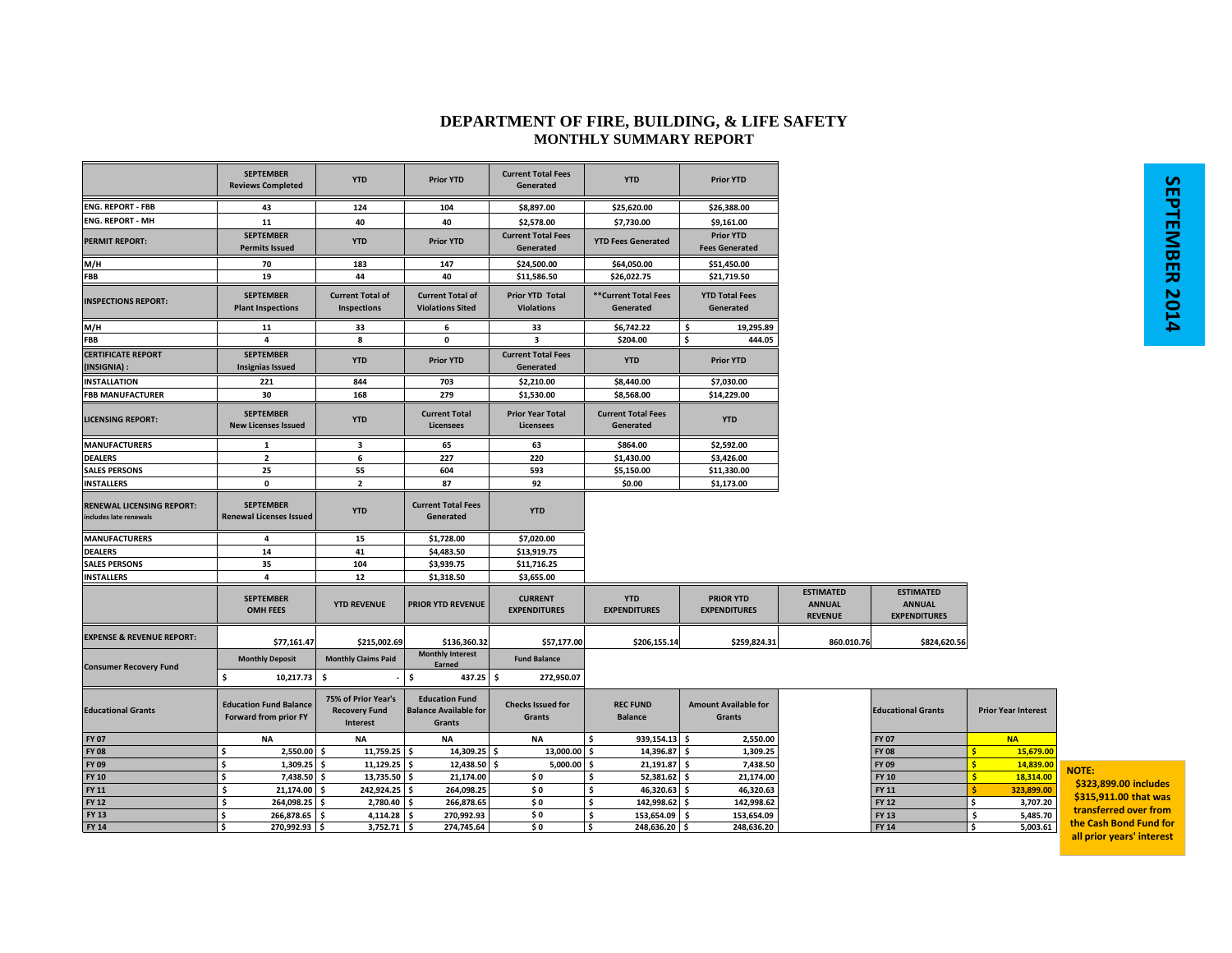# DEPARTMENT OF FIRE, BUILDING, & LIFE SAFETY
## MONTHLY SUMMARY REPORT

**SEPTEMBER 2014**

| | SEPTEMBER Reviews Completed | YTD | Prior YTD | Current Total Fees Generated | YTD | Prior YTD |
|---|---|---|---|---|---|---|
| ENG. REPORT - FBB | 43 | 124 | 104 | $8,897.00 | $25,620.00 | $26,388.00 |
| ENG. REPORT - MH | 11 | 40 | 40 | $2,578.00 | $7,730.00 | $9,161.00 |

| PERMIT REPORT: | SEPTEMBER Permits Issued | YTD | Prior YTD | Current Total Fees Generated | YTD Fees Generated | Prior YTD Fees Generated |
|---|---|---|---|---|---|---|
| M/H | 70 | 183 | 147 | $24,500.00 | $64,050.00 | $51,450.00 |
| FBB | 19 | 44 | 40 | $11,586.50 | $26,022.75 | $21,719.50 |

| INSPECTIONS REPORT: | SEPTEMBER Plant Inspections | Current Total of Inspections | Current Total of Violations Sited | Prior YTD Total Violations | **Current Total Fees Generated | YTD Total Fees Generated |
|---|---|---|---|---|---|---|
| M/H | 11 | 33 | 6 | 33 | $6,742.22 | $ 19,295.89 |
| FBB | 4 | 8 | 0 | 3 | $204.00 | $ 444.05 |

| CERTIFICATE REPORT (INSIGNIA) : | SEPTEMBER Insignias Issued | YTD | Prior YTD | Current Total Fees Generated | YTD | Prior YTD |
|---|---|---|---|---|---|---|
| INSTALLATION | 221 | 844 | 703 | $2,210.00 | $8,440.00 | $7,030.00 |
| FBB MANUFACTURER | 30 | 168 | 279 | $1,530.00 | $8,568.00 | $14,229.00 |

| LICENSING REPORT: | SEPTEMBER New Licenses Issued | YTD | Current Total Licensees | Prior Year Total Licensees | Current Total Fees Generated | YTD |
|---|---|---|---|---|---|---|
| MANUFACTURERS | 1 | 3 | 65 | 63 | $864.00 | $2,592.00 |
| DEALERS | 2 | 6 | 227 | 220 | $1,430.00 | $3,426.00 |
| SALES PERSONS | 25 | 55 | 604 | 593 | $5,150.00 | $11,330.00 |
| INSTALLERS | 0 | 2 | 87 | 92 | $0.00 | $1,173.00 |

| RENEWAL LICENSING REPORT: includes late renewals | SEPTEMBER Renewal Licenses Issued | YTD | Current Total Fees Generated | YTD |
|---|---|---|---|---|
| MANUFACTURERS | 4 | 15 | $1,728.00 | $7,020.00 |
| DEALERS | 14 | 41 | $4,483.50 | $13,919.75 |
| SALES PERSONS | 35 | 104 | $3,939.75 | $11,716.25 |
| INSTALLERS | 4 | 12 | $1,318.50 | $3,655.00 |

| | SEPTEMBER OMH FEES | YTD REVENUE | PRIOR YTD REVENUE | CURRENT EXPENDITURES | YTD EXPENDITURES | PRIOR YTD EXPENDITURES | ESTIMATED ANNUAL REVENUE | ESTIMATED ANNUAL EXPENDITURES |
|---|---|---|---|---|---|---|---|---|
| EXPENSE & REVENUE REPORT: | $77,161.47 | $215,002.69 | $136,360.32 | $57,177.00 | $206,155.14 | $259,824.31 | 860.010.76 | $824,620.56 |

| Consumer Recovery Fund | Monthly Deposit | Monthly Claims Paid | Monthly Interest Earned | Fund Balance |
|---|---|---|---|---|
| | $ 10,217.73 | $ - | $ 437.25 | $ 272,950.07 |

| Educational Grants | Education Fund Balance Forward from prior FY | 75% of Prior Year's Recovery Fund Interest | Education Fund Balance Available for Grants | Checks Issued for Grants | REC FUND Balance | Amount Available for Grants |
|---|---|---|---|---|---|---|
| FY 07 | NA | NA | NA | NA | $ 939,154.13 | $ 2,550.00 |
| FY 08 | $ 2,550.00 | $ 11,759.25 | $ 14,309.25 | $ 13,000.00 | $ 14,396.87 | $ 1,309.25 |
| FY 09 | $ 1,309.25 | $ 11,129.25 | $ 12,438.50 | $ 5,000.00 | $ 21,191.87 | $ 7,438.50 |
| FY 10 | $ 7,438.50 | $ 13,735.50 | $ 21,174.00 | $ 0 | $ 52,381.62 | $ 21,174.00 |
| FY 11 | $ 21,174.00 | $ 242,924.25 | $ 264,098.25 | $ 0 | $ 46,320.63 | $ 46,320.63 |
| FY 12 | $ 264,098.25 | $ 2,780.40 | $ 266,878.65 | $ 0 | $ 142,998.62 | $ 142,998.62 |
| FY 13 | $ 266,878.65 | $ 4,114.28 | $ 270,992.93 | $ 0 | $ 153,654.09 | $ 153,654.09 |
| FY 14 | $ 270,992.93 | $ 3,752.71 | $ 274,745.64 | $ 0 | $ 248,636.20 | $ 248,636.20 |

| Educational Grants | Prior Year Interest |
|---|---|
| FY 07 | NA |
| FY 08 | $ 15,679.00 |
| FY 09 | $ 14,839.00 |
| FY 10 | $ 18,314.00 |
| FY 11 | $ 323,899.00 |
| FY 12 | $ 3,707.20 |
| FY 13 | $ 5,485.70 |
| FY 14 | $ 5,003.61 |

**NOTE:** $323,899.00 includes $315,911.00 that was transferred over from the Cash Bond Fund for all prior years' interest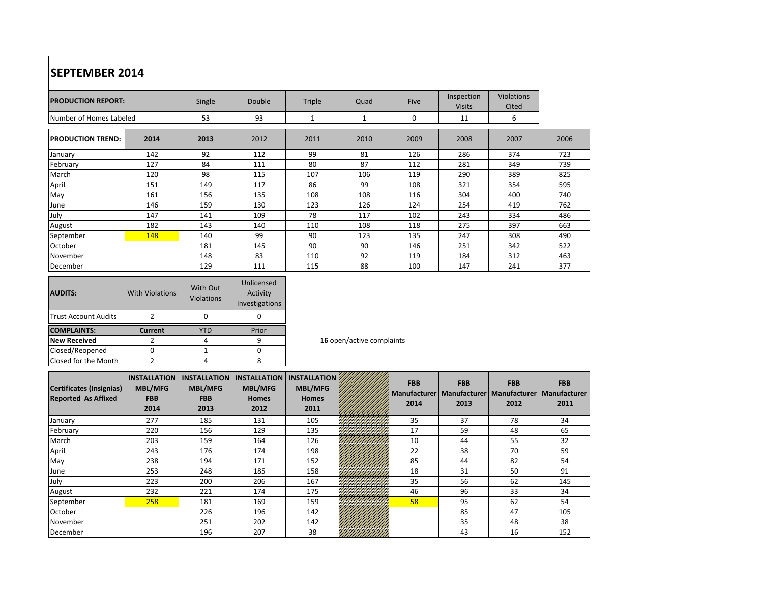# SEPTEMBER 2014

| PRODUCTION REPORT: | Single | Double | Triple | Quad | Five | Inspection Visits | Violations Cited |
|---|---|---|---|---|---|---|---|
| Number of Homes Labeled | 53 | 93 | 1 | 1 | 0 | 11 | 6 |

| PRODUCTION TREND: | 2014 | 2013 | 2012 | 2011 | 2010 | 2009 | 2008 | 2007 | 2006 |
|---|---|---|---|---|---|---|---|---|---|
| January | 142 | 92 | 112 | 99 | 81 | 126 | 286 | 374 | 723 |
| February | 127 | 84 | 111 | 80 | 87 | 112 | 281 | 349 | 739 |
| March | 120 | 98 | 115 | 107 | 106 | 119 | 290 | 389 | 825 |
| April | 151 | 149 | 117 | 86 | 99 | 108 | 321 | 354 | 595 |
| May | 161 | 156 | 135 | 108 | 108 | 116 | 304 | 400 | 740 |
| June | 146 | 159 | 130 | 123 | 126 | 124 | 254 | 419 | 762 |
| July | 147 | 141 | 109 | 78 | 117 | 102 | 243 | 334 | 486 |
| August | 182 | 143 | 140 | 110 | 108 | 118 | 275 | 397 | 663 |
| September | 148 | 140 | 99 | 90 | 123 | 135 | 247 | 308 | 490 |
| October | | 181 | 145 | 90 | 90 | 146 | 251 | 342 | 522 |
| November | | 148 | 83 | 110 | 92 | 119 | 184 | 312 | 463 |
| December | | 129 | 111 | 115 | 88 | 100 | 147 | 241 | 377 |

| AUDITS: | With Violations | With Out Violations | Unlicensed Activity Investigations |
|---|---|---|---|
| Trust Account Audits | 2 | 0 | 0 |
| **COMPLAINTS:** | **Current** | YTD | Prior |
| **New Received** | 2 | 4 | 9 |
| Closed/Reopened | 0 | 1 | 0 |
| Closed for the Month | 2 | 4 | 8 |

**16** open/active complaints

| Certificates (Insignias) Reported As Affixed | INSTALLATION MBL/MFG FBB 2014 | INSTALLATION MBL/MFG FBB 2013 | INSTALLATION MBL/MFG Homes 2012 | INSTALLATION MBL/MFG Homes 2011 | | FBB Manufacturer 2014 | FBB Manufacturer 2013 | FBB Manufacturer 2012 | FBB Manufacturer 2011 |
|---|---|---|---|---|---|---|---|---|---|
| January | 277 | 185 | 131 | 105 | | 35 | 37 | 78 | 34 |
| February | 220 | 156 | 129 | 135 | | 17 | 59 | 48 | 65 |
| March | 203 | 159 | 164 | 126 | | 10 | 44 | 55 | 32 |
| April | 243 | 176 | 174 | 198 | | 22 | 38 | 70 | 59 |
| May | 238 | 194 | 171 | 152 | | 85 | 44 | 82 | 54 |
| June | 253 | 248 | 185 | 158 | | 18 | 31 | 50 | 91 |
| July | 223 | 200 | 206 | 167 | | 35 | 56 | 62 | 145 |
| August | 232 | 221 | 174 | 175 | | 46 | 96 | 33 | 34 |
| September | 258 | 181 | 169 | 159 | | 58 | 95 | 62 | 54 |
| October | | 226 | 196 | 142 | | | 85 | 47 | 105 |
| November | | 251 | 202 | 142 | | | 35 | 48 | 38 |
| December | | 196 | 207 | 38 | | | 43 | 16 | 152 |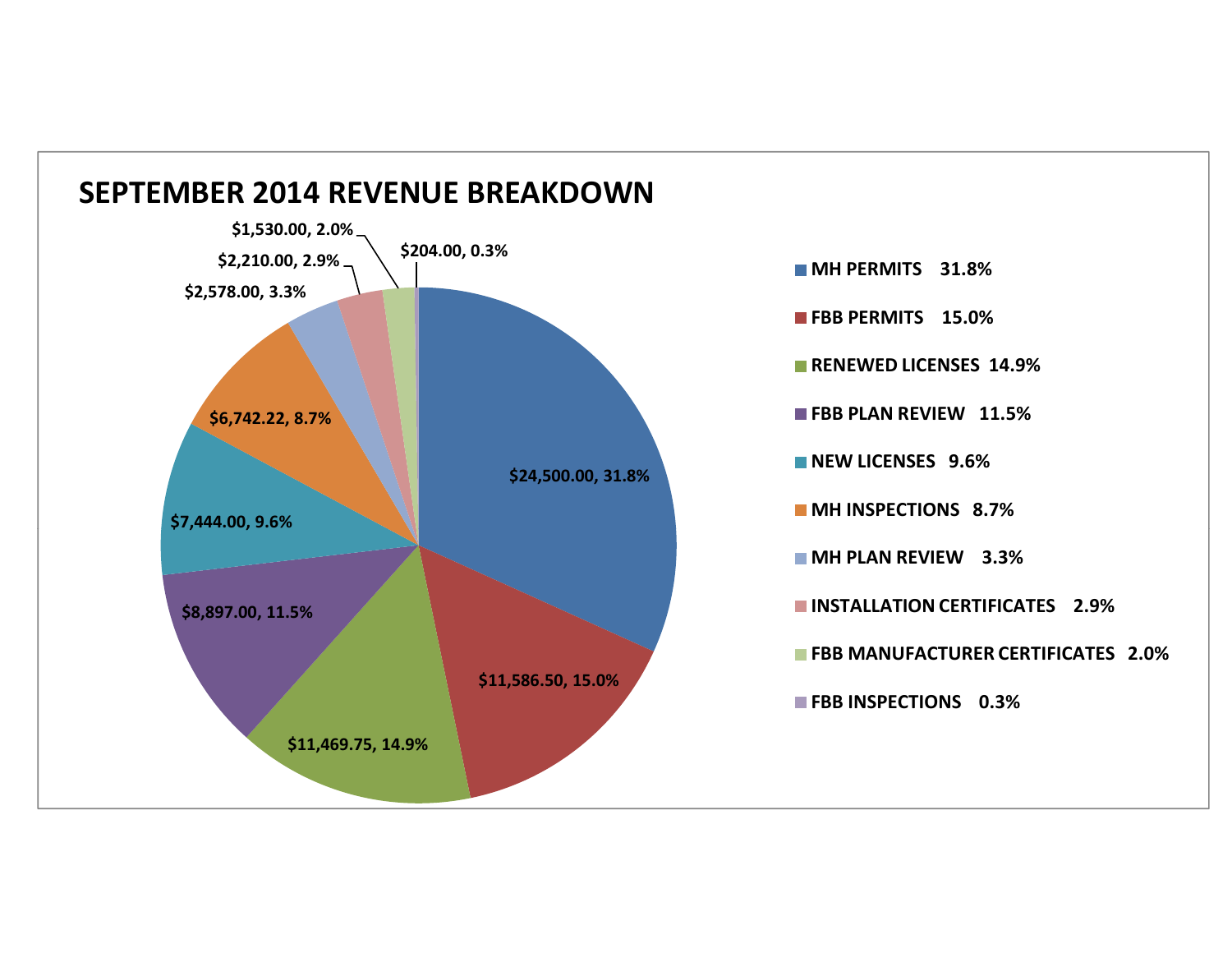# SEPTEMBER 2014 REVENUE BREAKDOWN

$24,500.00, 31.8%

$11,586.50, 15.0%

$11,469.75, 14.9%

$8,897.00, 11.5%

$7,444.00, 9.6%

$6,742.22, 8.7%

$2,578.00, 3.3%

$2,210.00, 2.9%

$1,530.00, 2.0%

$204.00, 0.3%

MH PERMITS 31.8%

FBB PERMITS 15.0%

RENEWED LICENSES 14.9%

FBB PLAN REVIEW 11.5%

NEW LICENSES 9.6%

MH INSPECTIONS 8.7%

MH PLAN REVIEW 3.3%

INSTALLATION CERTIFICATES 2.9%

FBB MANUFACTURER CERTIFICATES 2.0%

FBB INSPECTIONS 0.3%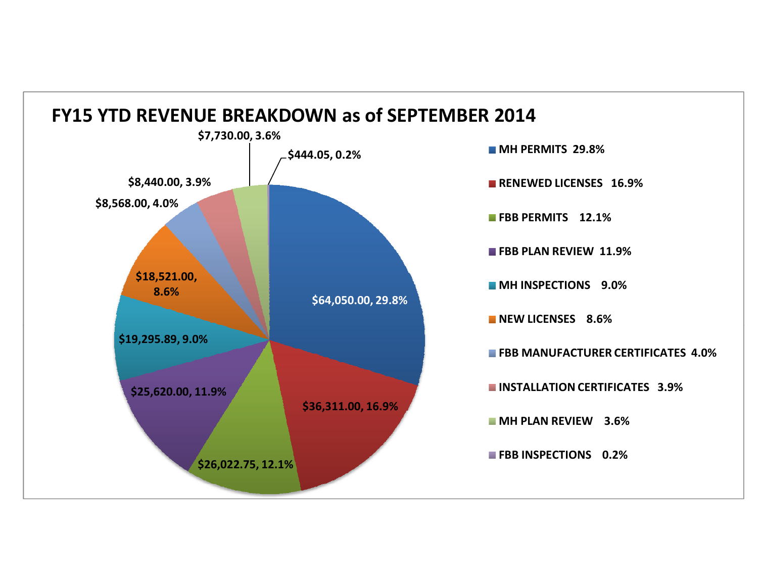# FY15 YTD REVENUE BREAKDOWN as of SEPTEMBER 2014

$64,050.00, 29.8%

$36,311.00, 16.9%

$26,022.75, 12.1%

$25,620.00, 11.9%

$19,295.89, 9.0%

$18,521.00, 8.6%

$8,568.00, 4.0%

$8,440.00, 3.9%

$7,730.00, 3.6%

$444.05, 0.2%

MH PERMITS 29.8%

RENEWED LICENSES 16.9%

FBB PERMITS 12.1%

FBB PLAN REVIEW 11.9%

MH INSPECTIONS 9.0%

NEW LICENSES 8.6%

FBB MANUFACTURER CERTIFICATES 4.0%

INSTALLATION CERTIFICATES 3.9%

MH PLAN REVIEW 3.6%

FBB INSPECTIONS 0.2%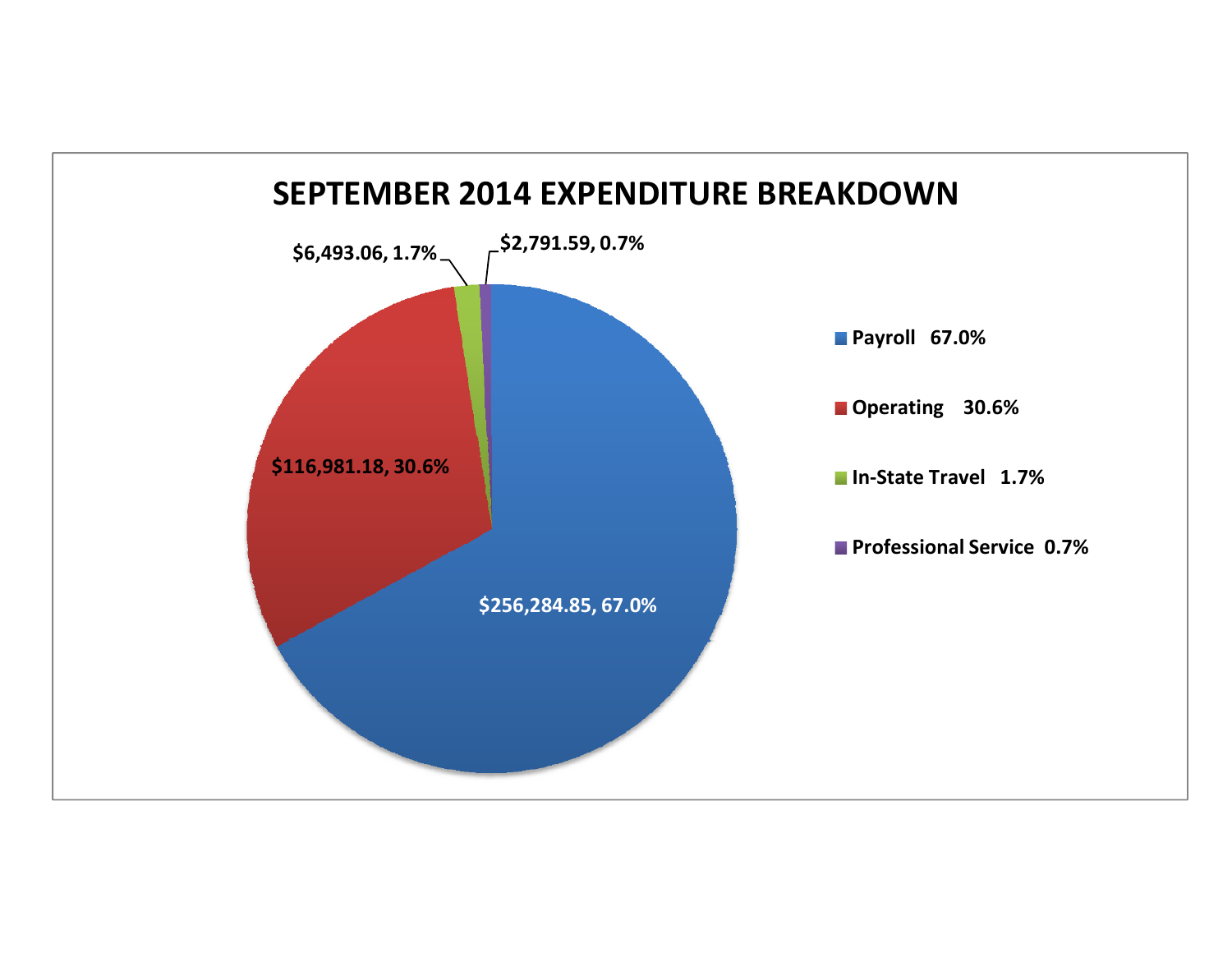# SEPTEMBER 2014 EXPENDITURE BREAKDOWN

$6,493.06, 1.7%

$2,791.59, 0.7%

$116,981.18, 30.6%

$256,284.85, 67.0%

Payroll 67.0%

Operating 30.6%

In-State Travel 1.7%

Professional Service 0.7%